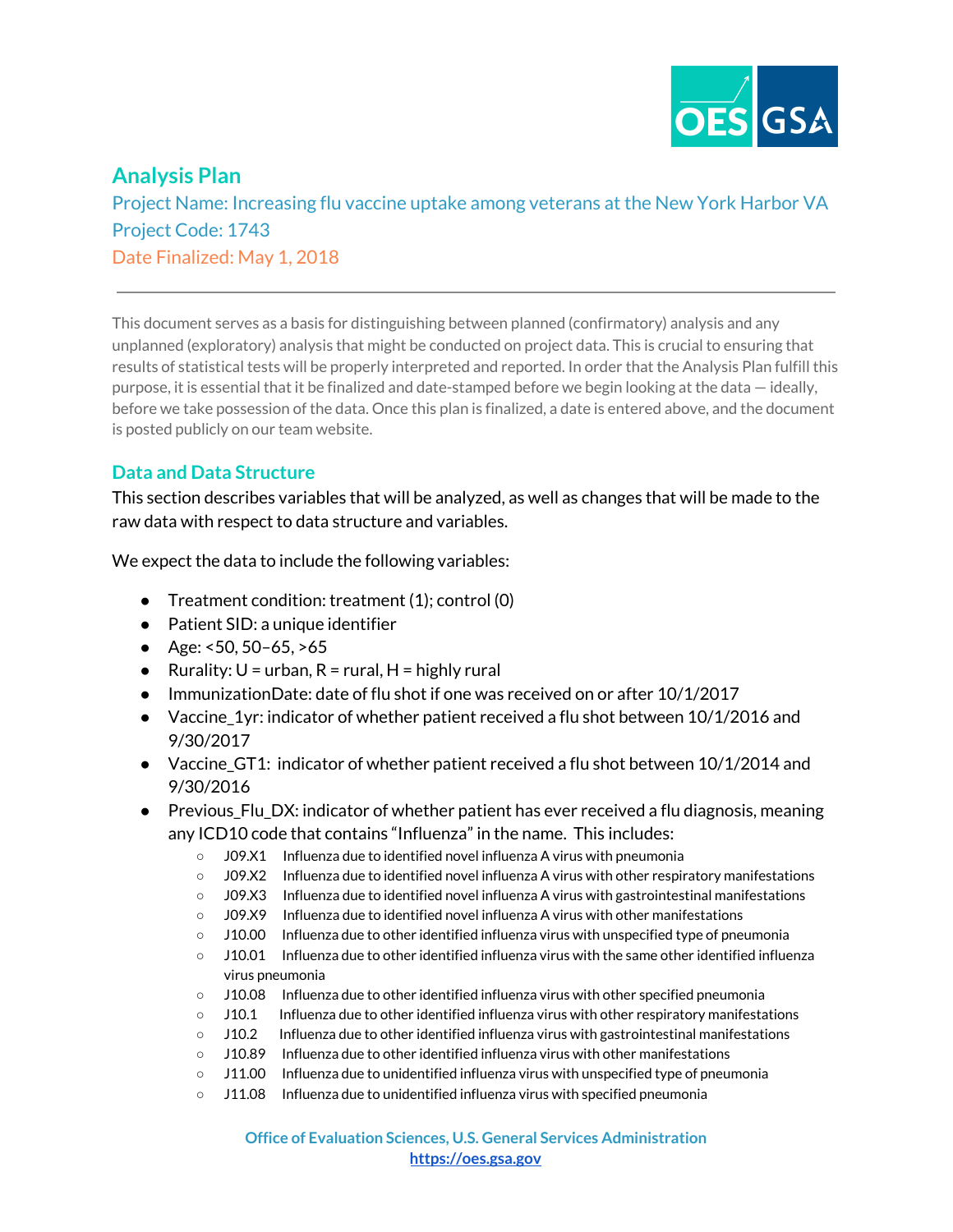# Analysis Plan

Project Name: Increasing flu vaccine uptake among veterans at the New York Harbor VA
Project Code: 1743
Date Finalized: May 1, 2018

---

This document serves as a basis for distinguishing between planned (confirmatory) analysis and any unplanned (exploratory) analysis that might be conducted on project data. This is crucial to ensuring that results of statistical tests will be properly interpreted and reported. In order that the Analysis Plan fulfill this purpose, it is essential that it be finalized and date-stamped before we begin looking at the data — ideally, before we take possession of the data. Once this plan is finalized, a date is entered above, and the document is posted publicly on our team website.

## Data and Data Structure

This section describes variables that will be analyzed, as well as changes that will be made to the raw data with respect to data structure and variables.

We expect the data to include the following variables:

- Treatment condition: treatment (1); control (0)
- Patient SID: a unique identifier
- Age: <50, 50–65, >65
- Rurality: U = urban, R = rural, H = highly rural
- ImmunizationDate: date of flu shot if one was received on or after 10/1/2017
- Vaccine_1yr: indicator of whether patient received a flu shot between 10/1/2016 and 9/30/2017
- Vaccine_GT1: indicator of whether patient received a flu shot between 10/1/2014 and 9/30/2016
- Previous_Flu_DX: indicator of whether patient has ever received a flu diagnosis, meaning any ICD10 code that contains "Influenza" in the name. This includes:
  - J09.X1 Influenza due to identified novel influenza A virus with pneumonia
  - J09.X2 Influenza due to identified novel influenza A virus with other respiratory manifestations
  - J09.X3 Influenza due to identified novel influenza A virus with gastrointestinal manifestations
  - J09.X9 Influenza due to identified novel influenza A virus with other manifestations
  - J10.00 Influenza due to other identified influenza virus with unspecified type of pneumonia
  - J10.01 Influenza due to other identified influenza virus with the same other identified influenza virus pneumonia
  - J10.08 Influenza due to other identified influenza virus with other specified pneumonia
  - J10.1 Influenza due to other identified influenza virus with other respiratory manifestations
  - J10.2 Influenza due to other identified influenza virus with gastrointestinal manifestations
  - J10.89 Influenza due to other identified influenza virus with other manifestations
  - J11.00 Influenza due to unidentified influenza virus with unspecified type of pneumonia
  - J11.08 Influenza due to unidentified influenza virus with specified pneumonia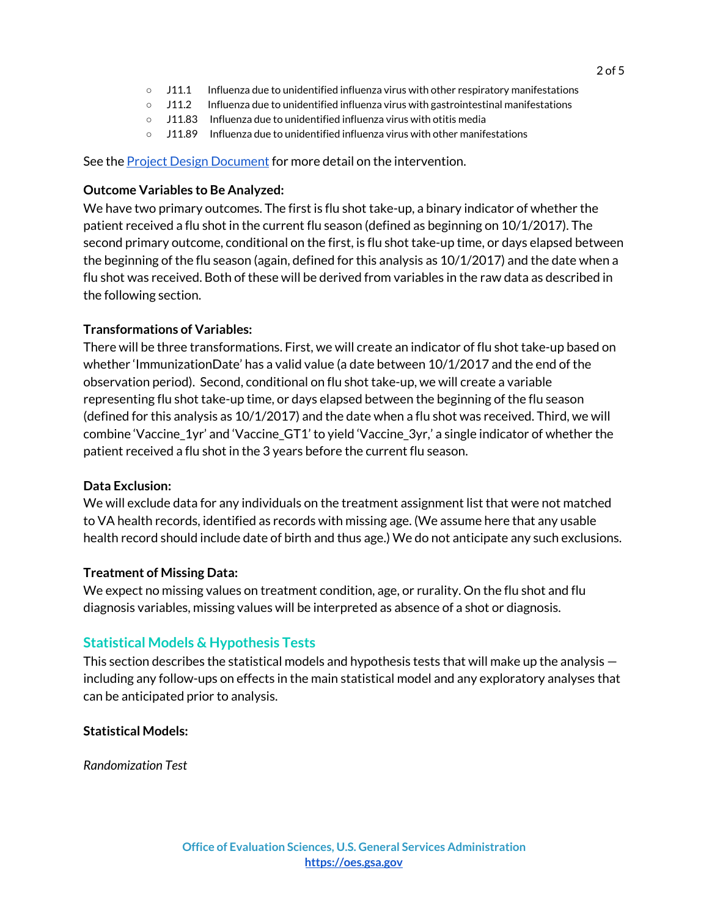- J11.1 Influenza due to unidentified influenza virus with other respiratory manifestations
- J11.2 Influenza due to unidentified influenza virus with gastrointestinal manifestations
- J11.83 Influenza due to unidentified influenza virus with otitis media
- J11.89 Influenza due to unidentified influenza virus with other manifestations

See the [Project Design Document]() for more detail on the intervention.

**Outcome Variables to Be Analyzed:**
We have two primary outcomes. The first is flu shot take-up, a binary indicator of whether the patient received a flu shot in the current flu season (defined as beginning on 10/1/2017). The second primary outcome, conditional on the first, is flu shot take-up time, or days elapsed between the beginning of the flu season (again, defined for this analysis as 10/1/2017) and the date when a flu shot was received. Both of these will be derived from variables in the raw data as described in the following section.

**Transformations of Variables:**
There will be three transformations. First, we will create an indicator of flu shot take-up based on whether 'ImmunizationDate' has a valid value (a date between 10/1/2017 and the end of the observation period). Second, conditional on flu shot take-up, we will create a variable representing flu shot take-up time, or days elapsed between the beginning of the flu season (defined for this analysis as 10/1/2017) and the date when a flu shot was received. Third, we will combine 'Vaccine_1yr' and 'Vaccine_GT1' to yield 'Vaccine_3yr,' a single indicator of whether the patient received a flu shot in the 3 years before the current flu season.

**Data Exclusion:**
We will exclude data for any individuals on the treatment assignment list that were not matched to VA health records, identified as records with missing age. (We assume here that any usable health record should include date of birth and thus age.) We do not anticipate any such exclusions.

**Treatment of Missing Data:**
We expect no missing values on treatment condition, age, or rurality. On the flu shot and flu diagnosis variables, missing values will be interpreted as absence of a shot or diagnosis.

## Statistical Models & Hypothesis Tests

This section describes the statistical models and hypothesis tests that will make up the analysis — including any follow-ups on effects in the main statistical model and any exploratory analyses that can be anticipated prior to analysis.

**Statistical Models:**

*Randomization Test*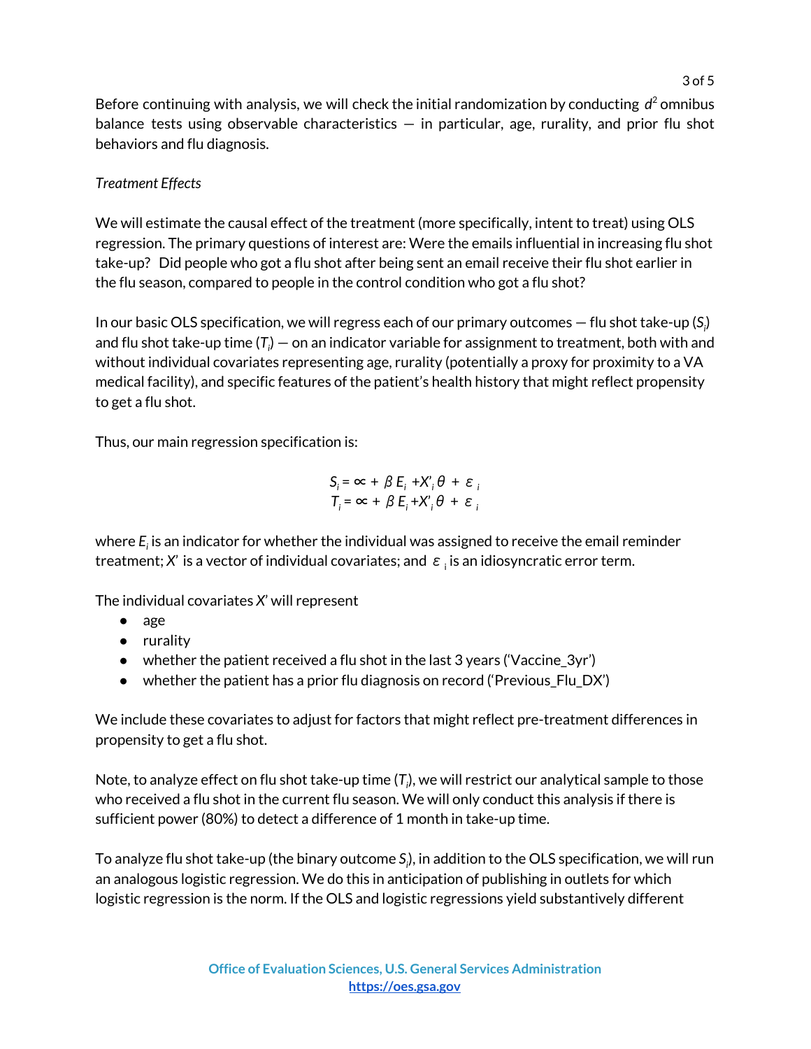Before continuing with analysis, we will check the initial randomization by conducting $d^2$ omnibus balance tests using observable characteristics — in particular, age, rurality, and prior flu shot behaviors and flu diagnosis.

*Treatment Effects*

We will estimate the causal effect of the treatment (more specifically, intent to treat) using OLS regression. The primary questions of interest are: Were the emails influential in increasing flu shot take-up? Did people who got a flu shot after being sent an email receive their flu shot earlier in the flu season, compared to people in the control condition who got a flu shot?

In our basic OLS specification, we will regress each of our primary outcomes — flu shot take-up ($S_i$) and flu shot take-up time ($T_i$) — on an indicator variable for assignment to treatment, both with and without individual covariates representing age, rurality (potentially a proxy for proximity to a VA medical facility), and specific features of the patient's health history that might reflect propensity to get a flu shot.

Thus, our main regression specification is:

$$S_i = \propto + \beta E_i + X'_i \theta + \varepsilon_i$$
$$T_i = \propto + \beta E_i + X'_i \theta + \varepsilon_i$$

where $E_i$ is an indicator for whether the individual was assigned to receive the email reminder treatment; $X'$ is a vector of individual covariates; and $\varepsilon_i$ is an idiosyncratic error term.

The individual covariates $X'$ will represent

- age
- rurality
- whether the patient received a flu shot in the last 3 years ('Vaccine_3yr')
- whether the patient has a prior flu diagnosis on record ('Previous_Flu_DX')

We include these covariates to adjust for factors that might reflect pre-treatment differences in propensity to get a flu shot.

Note, to analyze effect on flu shot take-up time ($T_i$), we will restrict our analytical sample to those who received a flu shot in the current flu season. We will only conduct this analysis if there is sufficient power (80%) to detect a difference of 1 month in take-up time.

To analyze flu shot take-up (the binary outcome $S_i$), in addition to the OLS specification, we will run an analogous logistic regression. We do this in anticipation of publishing in outlets for which logistic regression is the norm. If the OLS and logistic regressions yield substantively different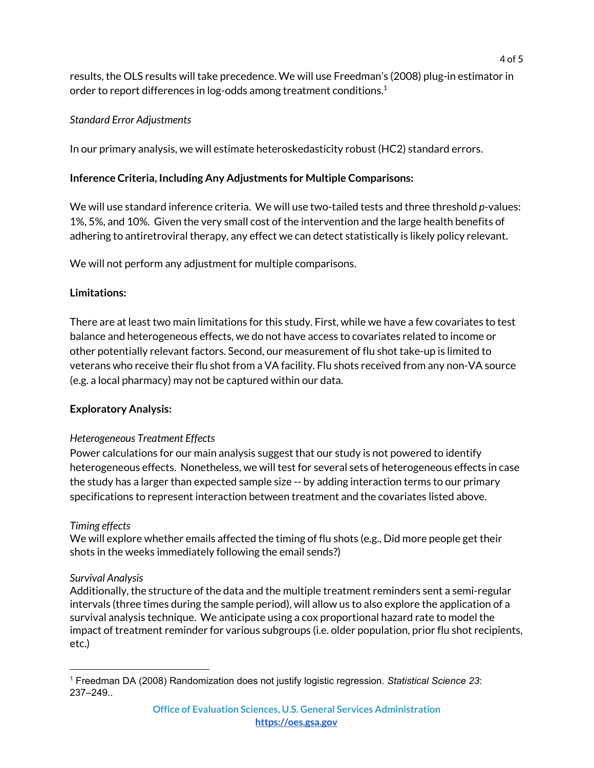results, the OLS results will take precedence. We will use Freedman's (2008) plug-in estimator in order to report differences in log-odds among treatment conditions.[1]

*Standard Error Adjustments*

In our primary analysis, we will estimate heteroskedasticity robust (HC2) standard errors.

**Inference Criteria, Including Any Adjustments for Multiple Comparisons:**

We will use standard inference criteria. We will use two-tailed tests and three threshold *p*-values: 1%, 5%, and 10%. Given the very small cost of the intervention and the large health benefits of adhering to antiretroviral therapy, any effect we can detect statistically is likely policy relevant.

We will not perform any adjustment for multiple comparisons.

**Limitations:**

There are at least two main limitations for this study. First, while we have a few covariates to test balance and heterogeneous effects, we do not have access to covariates related to income or other potentially relevant factors. Second, our measurement of flu shot take-up is limited to veterans who receive their flu shot from a VA facility. Flu shots received from any non-VA source (e.g. a local pharmacy) may not be captured within our data.

**Exploratory Analysis:**

*Heterogeneous Treatment Effects*

Power calculations for our main analysis suggest that our study is not powered to identify heterogeneous effects. Nonetheless, we will test for several sets of heterogeneous effects in case the study has a larger than expected sample size -- by adding interaction terms to our primary specifications to represent interaction between treatment and the covariates listed above.

*Timing effects*

We will explore whether emails affected the timing of flu shots (e.g., Did more people get their shots in the weeks immediately following the email sends?)

*Survival Analysis*

Additionally, the structure of the data and the multiple treatment reminders sent a semi-regular intervals (three times during the sample period), will allow us to also explore the application of a survival analysis technique. We anticipate using a cox proportional hazard rate to model the impact of treatment reminder for various subgroups (i.e. older population, prior flu shot recipients, etc.)

---

[1] Freedman DA (2008) Randomization does not justify logistic regression. *Statistical Science 23*: 237–249..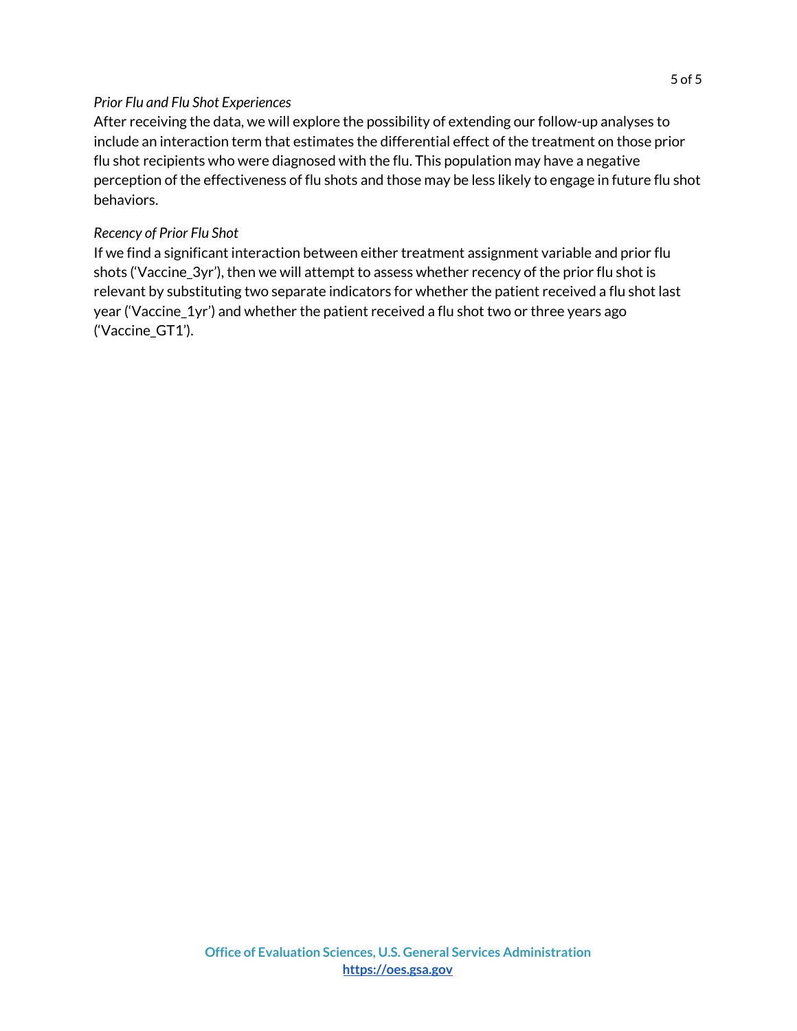*Prior Flu and Flu Shot Experiences*

After receiving the data, we will explore the possibility of extending our follow-up analyses to include an interaction term that estimates the differential effect of the treatment on those prior flu shot recipients who were diagnosed with the flu. This population may have a negative perception of the effectiveness of flu shots and those may be less likely to engage in future flu shot behaviors.

*Recency of Prior Flu Shot*

If we find a significant interaction between either treatment assignment variable and prior flu shots ('Vaccine_3yr'), then we will attempt to assess whether recency of the prior flu shot is relevant by substituting two separate indicators for whether the patient received a flu shot last year ('Vaccine_1yr') and whether the patient received a flu shot two or three years ago ('Vaccine_GT1').